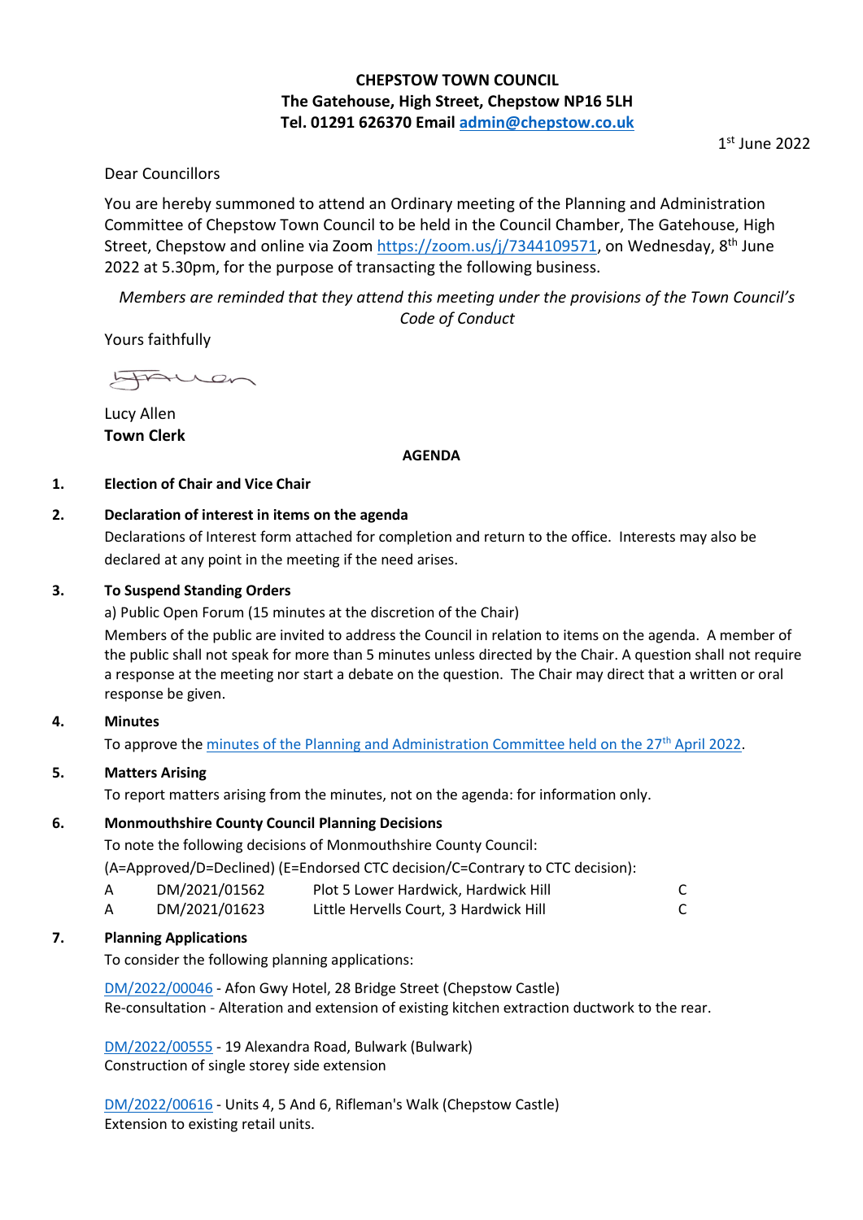**CHEPSTOW TOWN COUNCIL**
**The Gatehouse, High Street, Chepstow NP16 5LH**
**Tel. 01291 626370 Email admin@chepstow.co.uk**

1st June 2022

Dear Councillors

You are hereby summoned to attend an Ordinary meeting of the Planning and Administration Committee of Chepstow Town Council to be held in the Council Chamber, The Gatehouse, High Street, Chepstow and online via Zoom https://zoom.us/j/7344109571, on Wednesday, 8th June 2022 at 5.30pm, for the purpose of transacting the following business.

*Members are reminded that they attend this meeting under the provisions of the Town Council's Code of Conduct*

Yours faithfully

Lucy Allen
**Town Clerk**

**AGENDA**

**1. Election of Chair and Vice Chair**

**2. Declaration of interest in items on the agenda**

Declarations of Interest form attached for completion and return to the office. Interests may also be declared at any point in the meeting if the need arises.

**3. To Suspend Standing Orders**

a) Public Open Forum (15 minutes at the discretion of the Chair)

Members of the public are invited to address the Council in relation to items on the agenda. A member of the public shall not speak for more than 5 minutes unless directed by the Chair. A question shall not require a response at the meeting nor start a debate on the question. The Chair may direct that a written or oral response be given.

**4. Minutes**

To approve the minutes of the Planning and Administration Committee held on the 27th April 2022.

**5. Matters Arising**

To report matters arising from the minutes, not on the agenda: for information only.

**6. Monmouthshire County Council Planning Decisions**

To note the following decisions of Monmouthshire County Council:

(A=Approved/D=Declined) (E=Endorsed CTC decision/C=Contrary to CTC decision):

| | | | |
|---|---|---|---|
| A | DM/2021/01562 | Plot 5 Lower Hardwick, Hardwick Hill | C |
| A | DM/2021/01623 | Little Hervells Court, 3 Hardwick Hill | C |

**7. Planning Applications**

To consider the following planning applications:

DM/2022/00046 - Afon Gwy Hotel, 28 Bridge Street (Chepstow Castle)
Re-consultation - Alteration and extension of existing kitchen extraction ductwork to the rear.

DM/2022/00555 - 19 Alexandra Road, Bulwark (Bulwark)
Construction of single storey side extension

DM/2022/00616 - Units 4, 5 And 6, Rifleman's Walk (Chepstow Castle)
Extension to existing retail units.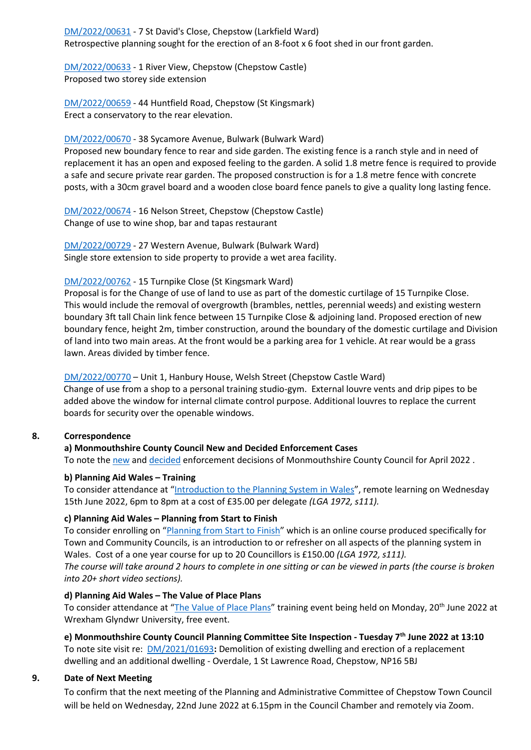[DM/2022/00631](DM/2022/00631) - 7 St David's Close, Chepstow (Larkfield Ward)
Retrospective planning sought for the erection of an 8-foot x 6 foot shed in our front garden.

[DM/2022/00633](DM/2022/00633) - 1 River View, Chepstow (Chepstow Castle)
Proposed two storey side extension

[DM/2022/00659](DM/2022/00659) - 44 Huntfield Road, Chepstow (St Kingsmark)
Erect a conservatory to the rear elevation.

[DM/2022/00670](DM/2022/00670) - 38 Sycamore Avenue, Bulwark (Bulwark Ward)
Proposed new boundary fence to rear and side garden. The existing fence is a ranch style and in need of replacement it has an open and exposed feeling to the garden. A solid 1.8 metre fence is required to provide a safe and secure private rear garden. The proposed construction is for a 1.8 metre fence with concrete posts, with a 30cm gravel board and a wooden close board fence panels to give a quality long lasting fence.

[DM/2022/00674](DM/2022/00674) - 16 Nelson Street, Chepstow (Chepstow Castle)
Change of use to wine shop, bar and tapas restaurant

[DM/2022/00729](DM/2022/00729) - 27 Western Avenue, Bulwark (Bulwark Ward)
Single store extension to side property to provide a wet area facility.

[DM/2022/00762](DM/2022/00762) - 15 Turnpike Close (St Kingsmark Ward)
Proposal is for the Change of use of land to use as part of the domestic curtilage of 15 Turnpike Close. This would include the removal of overgrowth (brambles, nettles, perennial weeds) and existing western boundary 3ft tall Chain link fence between 15 Turnpike Close & adjoining land. Proposed erection of new boundary fence, height 2m, timber construction, around the boundary of the domestic curtilage and Division of land into two main areas. At the front would be a parking area for 1 vehicle. At rear would be a grass lawn. Areas divided by timber fence.

[DM/2022/00770](DM/2022/00770) – Unit 1, Hanbury House, Welsh Street (Chepstow Castle Ward)
Change of use from a shop to a personal training studio-gym. External louvre vents and drip pipes to be added above the window for internal climate control purpose. Additional louvres to replace the current boards for security over the openable windows.

**8. Correspondence**

**a) Monmouthshire County Council New and Decided Enforcement Cases**
To note the [new](new) and [decided](decided) enforcement decisions of Monmouthshire County Council for April 2022 .

**b) Planning Aid Wales – Training**
To consider attendance at "[Introduction to the Planning System in Wales](Introduction to the Planning System in Wales)", remote learning on Wednesday 15th June 2022, 6pm to 8pm at a cost of £35.00 per delegate *(LGA 1972, s111).*

**c) Planning Aid Wales – Planning from Start to Finish**
To consider enrolling on "[Planning from Start to Finish](Planning from Start to Finish)" which is an online course produced specifically for Town and Community Councils, is an introduction to or refresher on all aspects of the planning system in Wales. Cost of a one year course for up to 20 Councillors is £150.00 *(LGA 1972, s111).*
*The course will take around 2 hours to complete in one sitting or can be viewed in parts (the course is broken into 20+ short video sections).*

**d) Planning Aid Wales – The Value of Place Plans**
To consider attendance at "[The Value of Place Plans](The Value of Place Plans)" training event being held on Monday, 20th June 2022 at Wrexham Glyndwr University, free event.

**e) Monmouthshire County Council Planning Committee Site Inspection - Tuesday 7th June 2022 at 13:10**
To note site visit re: [DM/2021/01693](DM/2021/01693)**:** Demolition of existing dwelling and erection of a replacement dwelling and an additional dwelling - Overdale, 1 St Lawrence Road, Chepstow, NP16 5BJ

**9. Date of Next Meeting**

To confirm that the next meeting of the Planning and Administrative Committee of Chepstow Town Council will be held on Wednesday, 22nd June 2022 at 6.15pm in the Council Chamber and remotely via Zoom.